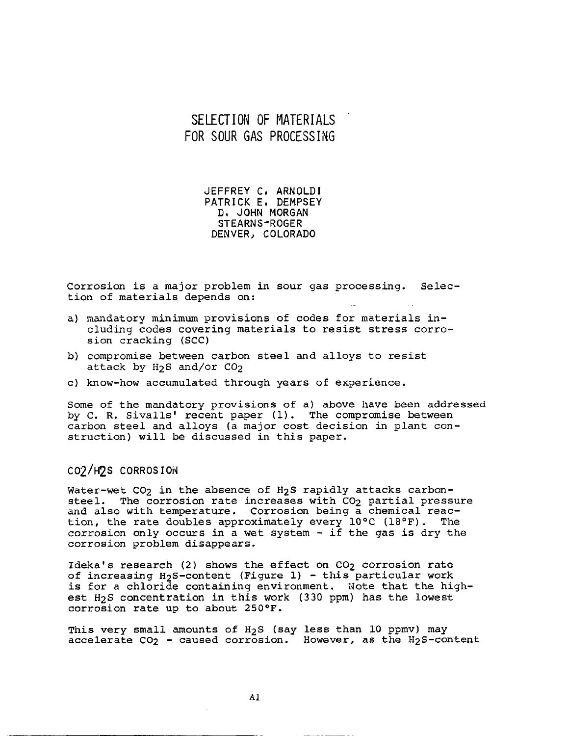# SELECTION OF MATERIALS FOR SOUR GAS PROCESSING

JEFFREY C. ARNOLDI
PATRICK E. DEMPSEY
D. JOHN MORGAN
STEARNS-ROGER
DENVER, COLORADO

Corrosion is a major problem in sour gas processing. Selection of materials depends on:

a) mandatory minimum provisions of codes for materials including codes covering materials to resist stress corrosion cracking (SCC)

b) compromise between carbon steel and alloys to resist attack by $H_2S$ and/or $CO_2$

c) know-how accumulated through years of experience.

Some of the mandatory provisions of a) above have been addressed by C. R. Sivalls' recent paper (1). The compromise between carbon steel and alloys (a major cost decision in plant construction) will be discussed in this paper.

## $CO_2$/$H_2S$ CORROSION

Water-wet $CO_2$ in the absence of $H_2S$ rapidly attacks carbon-steel. The corrosion rate increases with $CO_2$ partial pressure and also with temperature. Corrosion being a chemical reaction, the rate doubles approximately every 10°C (18°F). The corrosion only occurs in a wet system - if the gas is dry the corrosion problem disappears.

Ideka's research (2) shows the effect on $CO_2$ corrosion rate of increasing $H_2S$-content (Figure 1) - this particular work is for a chloride containing environment. Note that the highest $H_2S$ concentration in this work (330 ppm) has the lowest corrosion rate up to about 250°F.

This very small amounts of $H_2S$ (say less than 10 ppmv) may accelerate $CO_2$ - caused corrosion. However, as the $H_2S$-content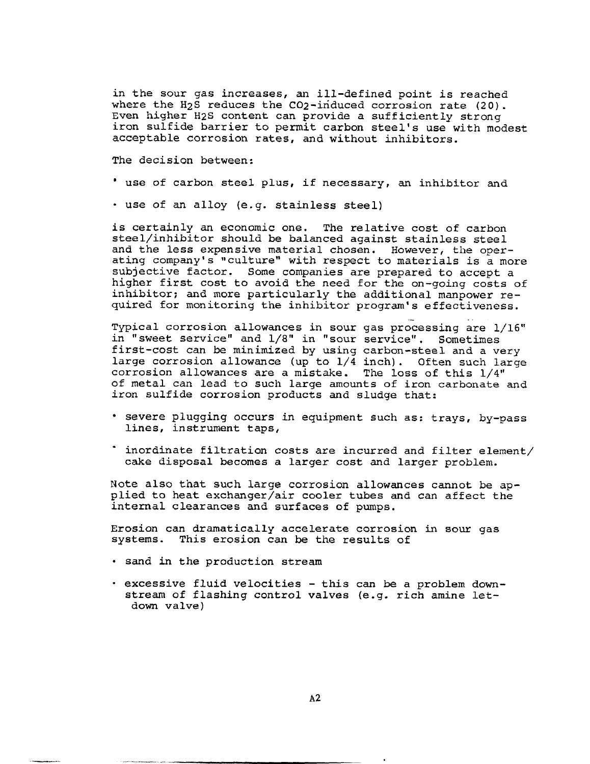in the sour gas increases, an ill-defined point is reached where the $H_2S$ reduces the $CO_2$-induced corrosion rate (20). Even higher $H_2S$ content can provide a sufficiently strong iron sulfide barrier to permit carbon steel's use with modest acceptable corrosion rates, and without inhibitors.

The decision between:

- use of carbon steel plus, if necessary, an inhibitor and
- use of an alloy (e.g. stainless steel)

is certainly an economic one. The relative cost of carbon steel/inhibitor should be balanced against stainless steel and the less expensive material chosen. However, the operating company's "culture" with respect to materials is a more subjective factor. Some companies are prepared to accept a higher first cost to avoid the need for the on-going costs of inhibitor; and more particularly the additional manpower required for monitoring the inhibitor program's effectiveness.

Typical corrosion allowances in sour gas processing are 1/16" in "sweet service" and 1/8" in "sour service". Sometimes first-cost can be minimized by using carbon-steel and a very large corrosion allowance (up to 1/4 inch). Often such large corrosion allowances are a mistake. The loss of this 1/4" of metal can lead to such large amounts of iron carbonate and iron sulfide corrosion products and sludge that:

- severe plugging occurs in equipment such as: trays, by-pass lines, instrument taps,
- inordinate filtration costs are incurred and filter element/cake disposal becomes a larger cost and larger problem.

Note also that such large corrosion allowances cannot be applied to heat exchanger/air cooler tubes and can affect the internal clearances and surfaces of pumps.

Erosion can dramatically accelerate corrosion in sour gas systems. This erosion can be the results of

- sand in the production stream
- excessive fluid velocities - this can be a problem downstream of flashing control valves (e.g. rich amine let-down valve)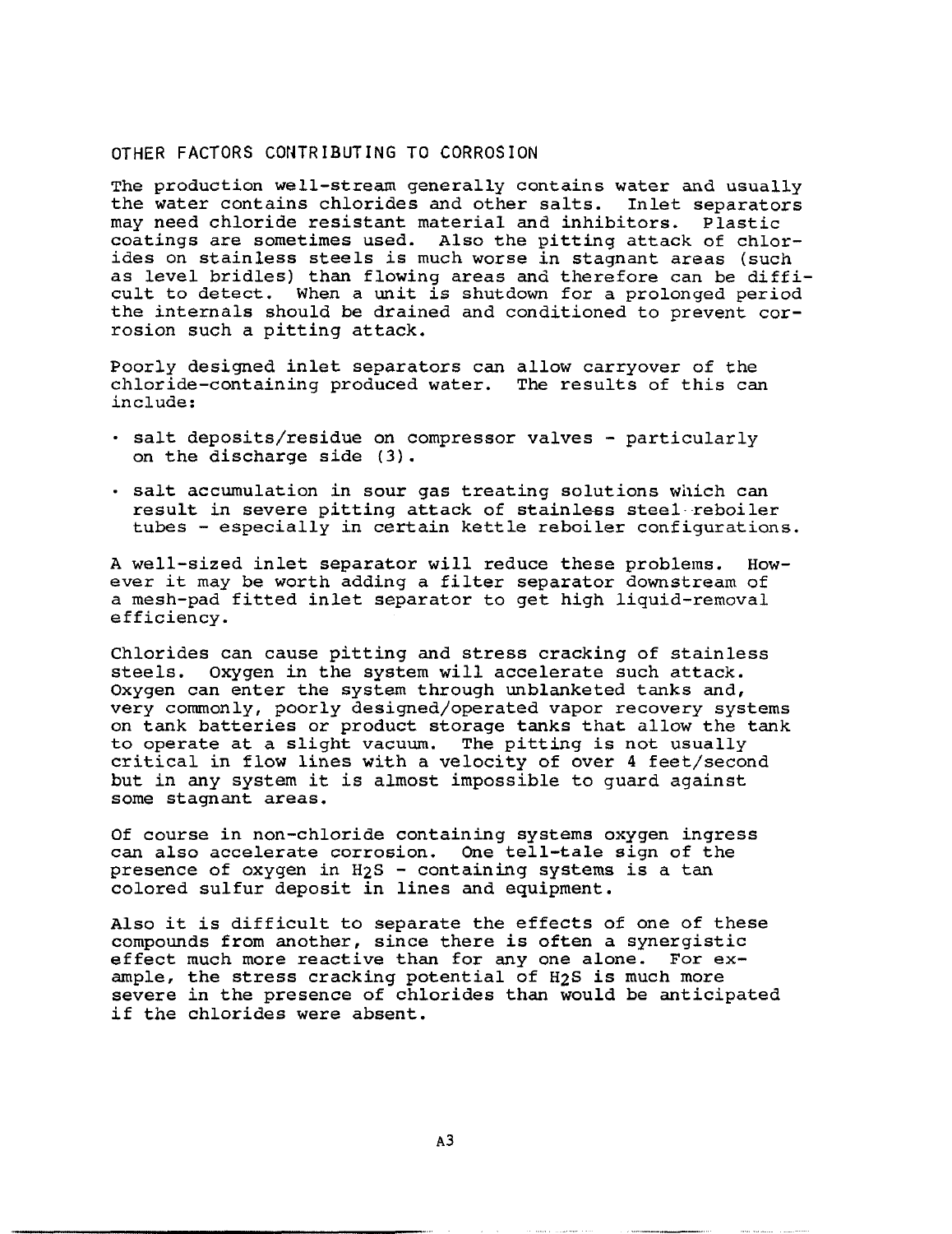## OTHER FACTORS CONTRIBUTING TO CORROSION

The production well-stream generally contains water and usually the water contains chlorides and other salts. Inlet separators may need chloride resistant material and inhibitors. Plastic coatings are sometimes used. Also the pitting attack of chlorides on stainless steels is much worse in stagnant areas (such as level bridles) than flowing areas and therefore can be difficult to detect. When a unit is shutdown for a prolonged period the internals should be drained and conditioned to prevent corrosion such a pitting attack.

Poorly designed inlet separators can allow carryover of the chloride-containing produced water. The results of this can include:

- salt deposits/residue on compressor valves - particularly on the discharge side (3).
- salt accumulation in sour gas treating solutions which can result in severe pitting attack of stainless steel reboiler tubes - especially in certain kettle reboiler configurations.

A well-sized inlet separator will reduce these problems. However it may be worth adding a filter separator downstream of a mesh-pad fitted inlet separator to get high liquid-removal efficiency.

Chlorides can cause pitting and stress cracking of stainless steels. Oxygen in the system will accelerate such attack. Oxygen can enter the system through unblanketed tanks and, very commonly, poorly designed/operated vapor recovery systems on tank batteries or product storage tanks that allow the tank to operate at a slight vacuum. The pitting is not usually critical in flow lines with a velocity of over 4 feet/second but in any system it is almost impossible to guard against some stagnant areas.

Of course in non-chloride containing systems oxygen ingress can also accelerate corrosion. One tell-tale sign of the presence of oxygen in $H_2S$ - containing systems is a tan colored sulfur deposit in lines and equipment.

Also it is difficult to separate the effects of one of these compounds from another, since there is often a synergistic effect much more reactive than for any one alone. For example, the stress cracking potential of $H_2S$ is much more severe in the presence of chlorides than would be anticipated if the chlorides were absent.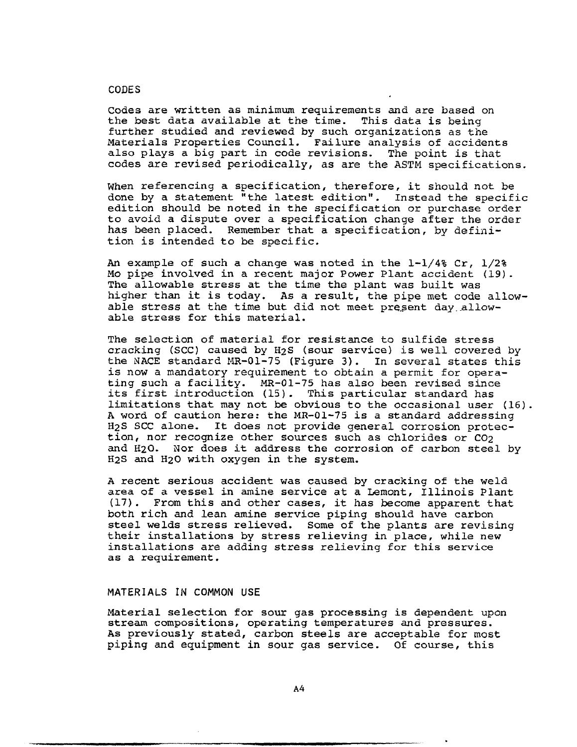## CODES

Codes are written as minimum requirements and are based on the best data available at the time. This data is being further studied and reviewed by such organizations as the Materials Properties Council. Failure analysis of accidents also plays a big part in code revisions. The point is that codes are revised periodically, as are the ASTM specifications.

When referencing a specification, therefore, it should not be done by a statement "the latest edition". Instead the specific edition should be noted in the specification or purchase order to avoid a dispute over a specification change after the order has been placed. Remember that a specification, by definition is intended to be specific.

An example of such a change was noted in the 1-1/4% Cr, 1/2% Mo pipe involved in a recent major Power Plant accident (19). The allowable stress at the time the plant was built was higher than it is today. As a result, the pipe met code allowable stress at the time but did not meet present day allowable stress for this material.

The selection of material for resistance to sulfide stress cracking (SCC) caused by $H_2S$ (sour service) is well covered by the NACE standard MR-01-75 (Figure 3). In several states this is now a mandatory requirement to obtain a permit for operating such a facility. MR-01-75 has also been revised since its first introduction (15). This particular standard has limitations that may not be obvious to the occasional user (16). A word of caution here: the MR-01-75 is a standard addressing $H_2S$ SCC alone. It does not provide general corrosion protection, nor recognize other sources such as chlorides or $CO_2$ and $H_2O$. Nor does it address the corrosion of carbon steel by $H_2S$ and $H_2O$ with oxygen in the system.

A recent serious accident was caused by cracking of the weld area of a vessel in amine service at a Lemont, Illinois Plant (17). From this and other cases, it has become apparent that both rich and lean amine service piping should have carbon steel welds stress relieved. Some of the plants are revising their installations by stress relieving in place, while new installations are adding stress relieving for this service as a requirement.

## MATERIALS IN COMMON USE

Material selection for sour gas processing is dependent upon stream compositions, operating temperatures and pressures. As previously stated, carbon steels are acceptable for most piping and equipment in sour gas service. Of course, this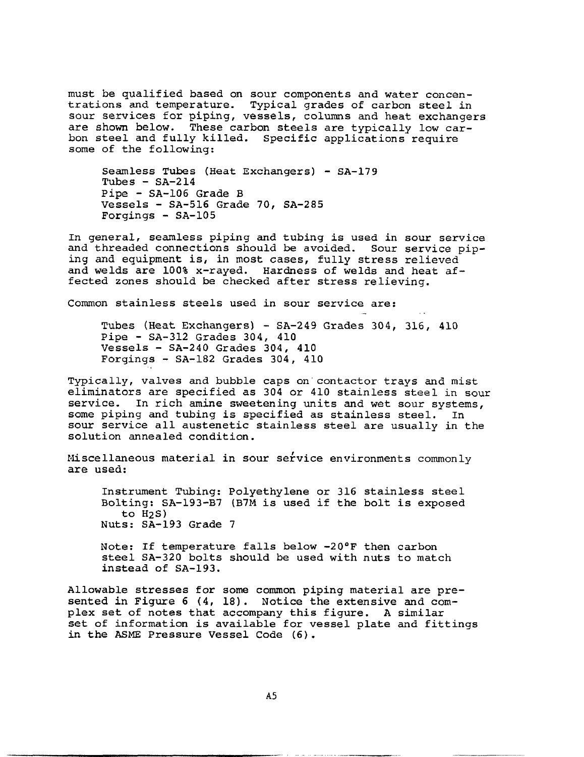must be qualified based on sour components and water concentrations and temperature. Typical grades of carbon steel in sour services for piping, vessels, columns and heat exchangers are shown below. These carbon steels are typically low carbon steel and fully killed. Specific applications require some of the following:

Seamless Tubes (Heat Exchangers) - SA-179
Tubes - SA-214
Pipe - SA-106 Grade B
Vessels - SA-516 Grade 70, SA-285
Forgings - SA-105

In general, seamless piping and tubing is used in sour service and threaded connections should be avoided. Sour service piping and equipment is, in most cases, fully stress relieved and welds are 100% x-rayed. Hardness of welds and heat affected zones should be checked after stress relieving.

Common stainless steels used in sour service are:

Tubes (Heat Exchangers) - SA-249 Grades 304, 316, 410
Pipe - SA-312 Grades 304, 410
Vessels - SA-240 Grades 304, 410
Forgings - SA-182 Grades 304, 410

Typically, valves and bubble caps on contactor trays and mist eliminators are specified as 304 or 410 stainless steel in sour service. In rich amine sweetening units and wet sour systems, some piping and tubing is specified as stainless steel. In sour service all austenetic stainless steel are usually in the solution annealed condition.

Miscellaneous material in sour service environments commonly are used:

Instrument Tubing: Polyethylene or 316 stainless steel
Bolting: SA-193-B7 (B7M is used if the bolt is exposed to $H_2S$)
Nuts: SA-193 Grade 7

Note: If temperature falls below -20°F then carbon steel SA-320 bolts should be used with nuts to match instead of SA-193.

Allowable stresses for some common piping material are presented in Figure 6 (4, 18). Notice the extensive and complex set of notes that accompany this figure. A similar set of information is available for vessel plate and fittings in the ASME Pressure Vessel Code (6).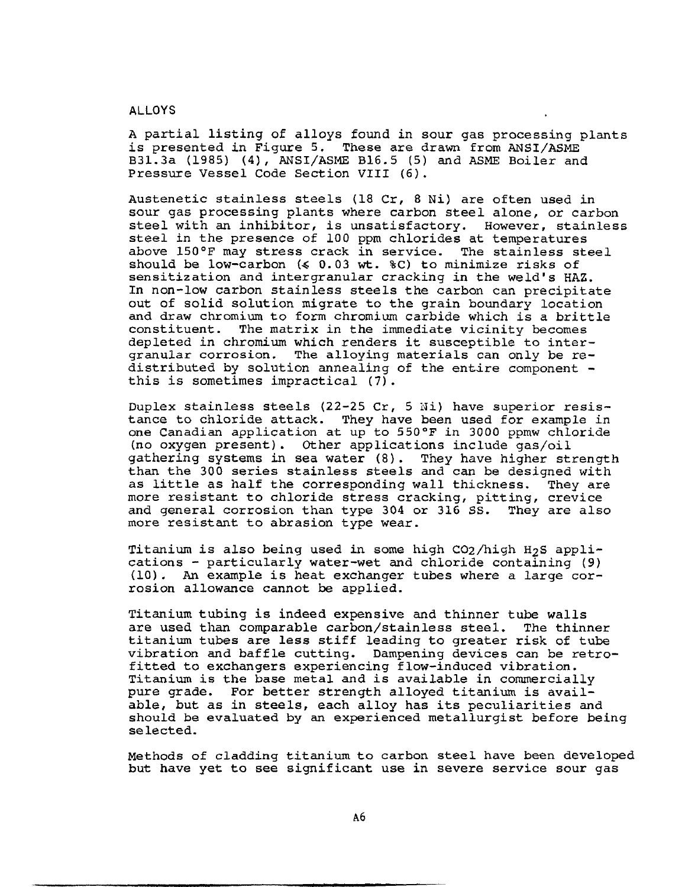## ALLOYS

A partial listing of alloys found in sour gas processing plants is presented in Figure 5. These are drawn from ANSI/ASME B31.3a (1985) (4), ANSI/ASME B16.5 (5) and ASME Boiler and Pressure Vessel Code Section VIII (6).

Austenetic stainless steels (18 Cr, 8 Ni) are often used in sour gas processing plants where carbon steel alone, or carbon steel with an inhibitor, is unsatisfactory. However, stainless steel in the presence of 100 ppm chlorides at temperatures above 150°F may stress crack in service. The stainless steel should be low-carbon ($\leqslant$ 0.03 wt. %C) to minimize risks of sensitization and intergranular cracking in the weld's HAZ. In non-low carbon stainless steels the carbon can precipitate out of solid solution migrate to the grain boundary location and draw chromium to form chromium carbide which is a brittle constituent. The matrix in the immediate vicinity becomes depleted in chromium which renders it susceptible to intergranular corrosion. The alloying materials can only be redistributed by solution annealing of the entire component - this is sometimes impractical (7).

Duplex stainless steels (22-25 Cr, 5 Ni) have superior resistance to chloride attack. They have been used for example in one Canadian application at up to 550°F in 3000 ppmw chloride (no oxygen present). Other applications include gas/oil gathering systems in sea water (8). They have higher strength than the 300 series stainless steels and can be designed with as little as half the corresponding wall thickness. They are more resistant to chloride stress cracking, pitting, crevice and general corrosion than type 304 or 316 SS. They are also more resistant to abrasion type wear.

Titanium is also being used in some high $CO_2$/high $H_2S$ applications - particularly water-wet and chloride containing (9) (10). An example is heat exchanger tubes where a large corrosion allowance cannot be applied.

Titanium tubing is indeed expensive and thinner tube walls are used than comparable carbon/stainless steel. The thinner titanium tubes are less stiff leading to greater risk of tube vibration and baffle cutting. Dampening devices can be retrofitted to exchangers experiencing flow-induced vibration. Titanium is the base metal and is available in commercially pure grade. For better strength alloyed titanium is available, but as in steels, each alloy has its peculiarities and should be evaluated by an experienced metallurgist before being selected.

Methods of cladding titanium to carbon steel have been developed but have yet to see significant use in severe service sour gas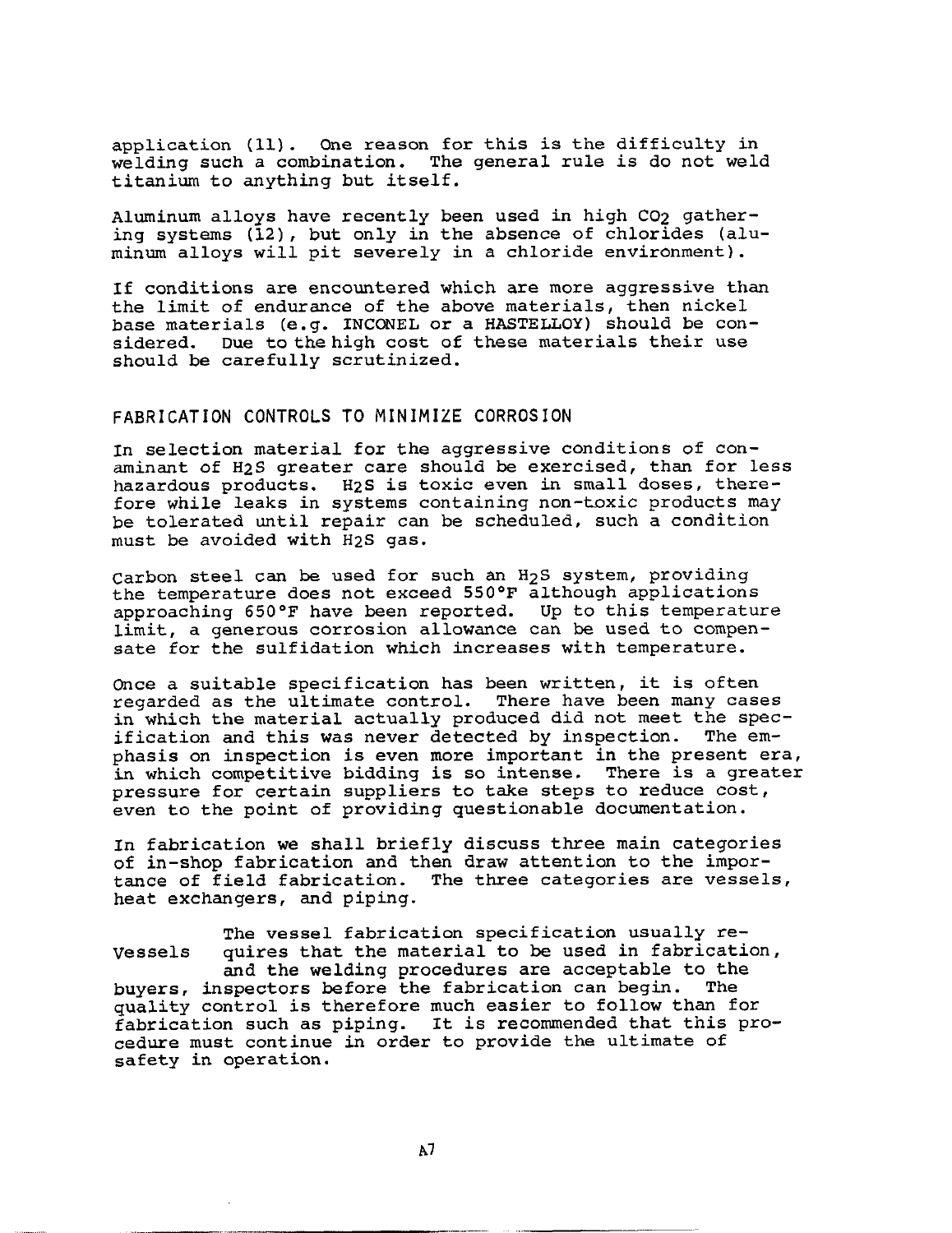application (11). One reason for this is the difficulty in welding such a combination. The general rule is do not weld titanium to anything but itself.

Aluminum alloys have recently been used in high $CO_2$ gathering systems (12), but only in the absence of chlorides (aluminum alloys will pit severely in a chloride environment).

If conditions are encountered which are more aggressive than the limit of endurance of the above materials, then nickel base materials (e.g. INCONEL or a HASTELLOY) should be considered. Due to the high cost of these materials their use should be carefully scrutinized.

## FABRICATION CONTROLS TO MINIMIZE CORROSION

In selection material for the aggressive conditions of conaminant of $H_2S$ greater care should be exercised, than for less hazardous products. $H_2S$ is toxic even in small doses, therefore while leaks in systems containing non-toxic products may be tolerated until repair can be scheduled, such a condition must be avoided with $H_2S$ gas.

Carbon steel can be used for such an $H_2S$ system, providing the temperature does not exceed 550°F although applications approaching 650°F have been reported. Up to this temperature limit, a generous corrosion allowance can be used to compensate for the sulfidation which increases with temperature.

Once a suitable specification has been written, it is often regarded as the ultimate control. There have been many cases in which the material actually produced did not meet the specification and this was never detected by inspection. The emphasis on inspection is even more important in the present era, in which competitive bidding is so intense. There is a greater pressure for certain suppliers to take steps to reduce cost, even to the point of providing questionable documentation.

In fabrication we shall briefly discuss three main categories of in-shop fabrication and then draw attention to the importance of field fabrication. The three categories are vessels, heat exchangers, and piping.

**Vessels** The vessel fabrication specification usually requires that the material to be used in fabrication, and the welding procedures are acceptable to the buyers, inspectors before the fabrication can begin. The quality control is therefore much easier to follow than for fabrication such as piping. It is recommended that this procedure must continue in order to provide the ultimate of safety in operation.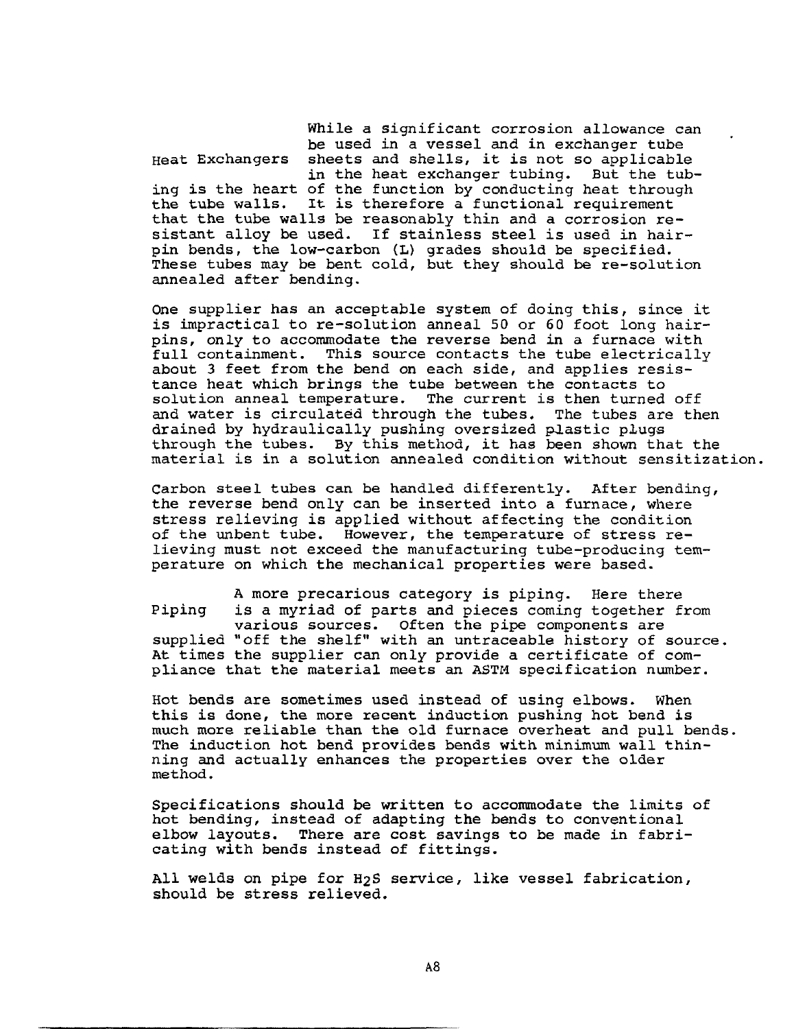## Heat Exchangers

While a significant corrosion allowance can be used in a vessel and in exchanger tube sheets and shells, it is not so applicable in the heat exchanger tubing. But the tubing is the heart of the function by conducting heat through the tube walls. It is therefore a functional requirement that the tube walls be reasonably thin and a corrosion resistant alloy be used. If stainless steel is used in hairpin bends, the low-carbon (L) grades should be specified. These tubes may be bent cold, but they should be re-solution annealed after bending.

One supplier has an acceptable system of doing this, since it is impractical to re-solution anneal 50 or 60 foot long hairpins, only to accommodate the reverse bend in a furnace with full containment. This source contacts the tube electrically about 3 feet from the bend on each side, and applies resistance heat which brings the tube between the contacts to solution anneal temperature. The current is then turned off and water is circulated through the tubes. The tubes are then drained by hydraulically pushing oversized plastic plugs through the tubes. By this method, it has been shown that the material is in a solution annealed condition without sensitization.

Carbon steel tubes can be handled differently. After bending, the reverse bend only can be inserted into a furnace, where stress relieving is applied without affecting the condition of the unbent tube. However, the temperature of stress relieving must not exceed the manufacturing tube-producing temperature on which the mechanical properties were based.

## Piping

A more precarious category is piping. Here there is a myriad of parts and pieces coming together from various sources. Often the pipe components are supplied "off the shelf" with an untraceable history of source. At times the supplier can only provide a certificate of compliance that the material meets an ASTM specification number.

Hot bends are sometimes used instead of using elbows. When this is done, the more recent induction pushing hot bend is much more reliable than the old furnace overheat and pull bends. The induction hot bend provides bends with minimum wall thinning and actually enhances the properties over the older method.

Specifications should be written to accommodate the limits of hot bending, instead of adapting the bends to conventional elbow layouts. There are cost savings to be made in fabricating with bends instead of fittings.

All welds on pipe for $H_2S$ service, like vessel fabrication, should be stress relieved.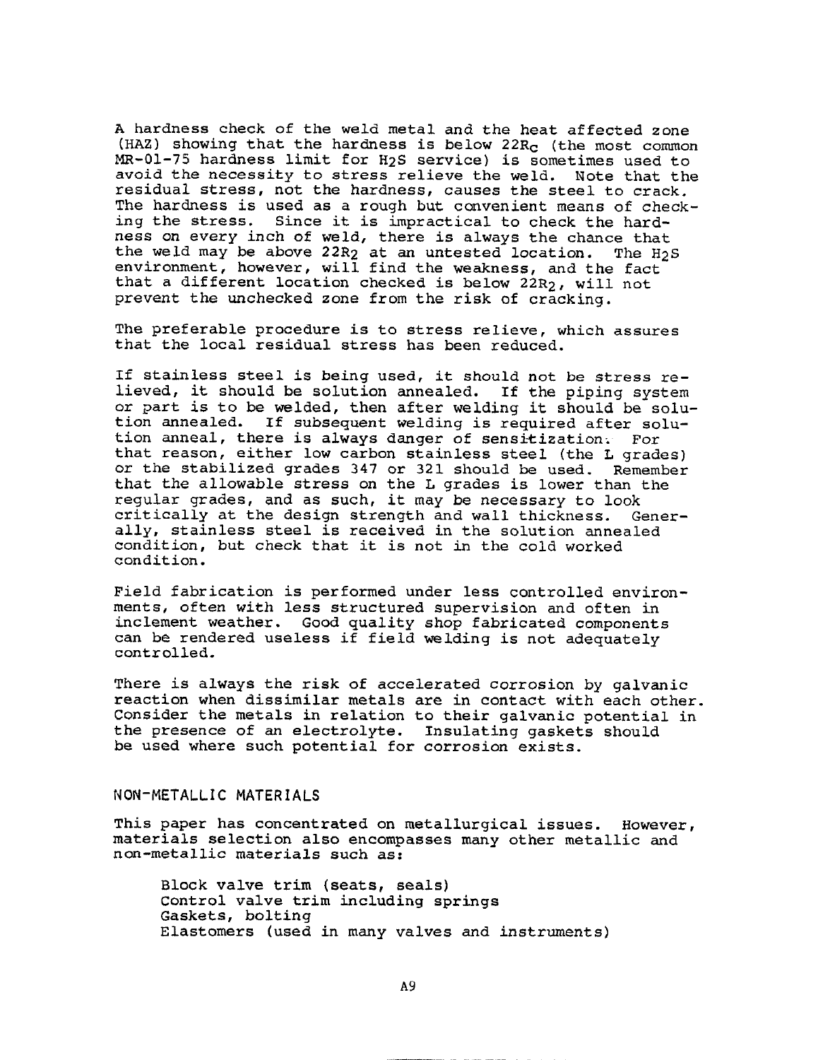A hardness check of the weld metal and the heat affected zone (HAZ) showing that the hardness is below $22R_C$ (the most common MR-01-75 hardness limit for $H_2S$ service) is sometimes used to avoid the necessity to stress relieve the weld. Note that the residual stress, not the hardness, causes the steel to crack. The hardness is used as a rough but convenient means of checking the stress. Since it is impractical to check the hardness on every inch of weld, there is always the chance that the weld may be above $22R_2$ at an untested location. The $H_2S$ environment, however, will find the weakness, and the fact that a different location checked is below $22R_2$, will not prevent the unchecked zone from the risk of cracking.

The preferable procedure is to stress relieve, which assures that the local residual stress has been reduced.

If stainless steel is being used, it should not be stress relieved, it should be solution annealed. If the piping system or part is to be welded, then after welding it should be solution annealed. If subsequent welding is required after solution anneal, there is always danger of sensitization. For that reason, either low carbon stainless steel (the L grades) or the stabilized grades 347 or 321 should be used. Remember that the allowable stress on the L grades is lower than the regular grades, and as such, it may be necessary to look critically at the design strength and wall thickness. Generally, stainless steel is received in the solution annealed condition, but check that it is not in the cold worked condition.

Field fabrication is performed under less controlled environments, often with less structured supervision and often in inclement weather. Good quality shop fabricated components can be rendered useless if field welding is not adequately controlled.

There is always the risk of accelerated corrosion by galvanic reaction when dissimilar metals are in contact with each other. Consider the metals in relation to their galvanic potential in the presence of an electrolyte. Insulating gaskets should be used where such potential for corrosion exists.

## NON-METALLIC MATERIALS

This paper has concentrated on metallurgical issues. However, materials selection also encompasses many other metallic and non-metallic materials such as:

- Block valve trim (seats, seals)
- Control valve trim including springs
- Gaskets, bolting
- Elastomers (used in many valves and instruments)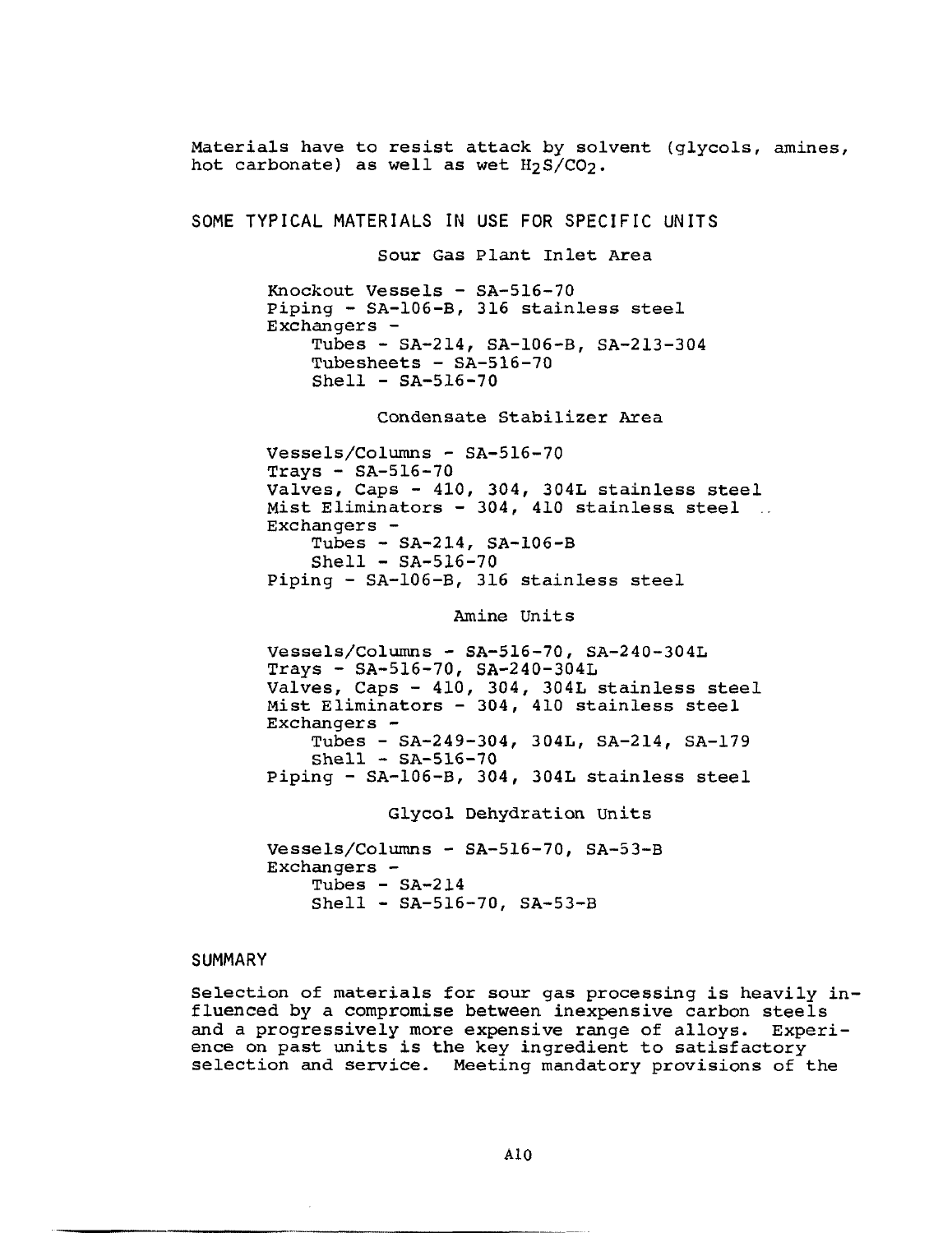Materials have to resist attack by solvent (glycols, amines, hot carbonate) as well as wet $H_2S/CO_2$.

## SOME TYPICAL MATERIALS IN USE FOR SPECIFIC UNITS

### Sour Gas Plant Inlet Area

Knockout Vessels - SA-516-70
Piping - SA-106-B, 316 stainless steel
Exchangers -
- Tubes - SA-214, SA-106-B, SA-213-304
- Tubesheets - SA-516-70
- Shell - SA-516-70

### Condensate Stabilizer Area

Vessels/Columns - SA-516-70
Trays - SA-516-70
Valves, Caps - 410, 304, 304L stainless steel
Mist Eliminators - 304, 410 stainless steel
Exchangers -
- Tubes - SA-214, SA-106-B
- Shell - SA-516-70

Piping - SA-106-B, 316 stainless steel

### Amine Units

Vessels/Columns - SA-516-70, SA-240-304L
Trays - SA-516-70, SA-240-304L
Valves, Caps - 410, 304, 304L stainless steel
Mist Eliminators - 304, 410 stainless steel
Exchangers -
- Tubes - SA-249-304, 304L, SA-214, SA-179
- Shell - SA-516-70

Piping - SA-106-B, 304, 304L stainless steel

### Glycol Dehydration Units

Vessels/Columns - SA-516-70, SA-53-B
Exchangers -
- Tubes - SA-214
- Shell - SA-516-70, SA-53-B

## SUMMARY

Selection of materials for sour gas processing is heavily influenced by a compromise between inexpensive carbon steels and a progressively more expensive range of alloys. Experience on past units is the key ingredient to satisfactory selection and service. Meeting mandatory provisions of the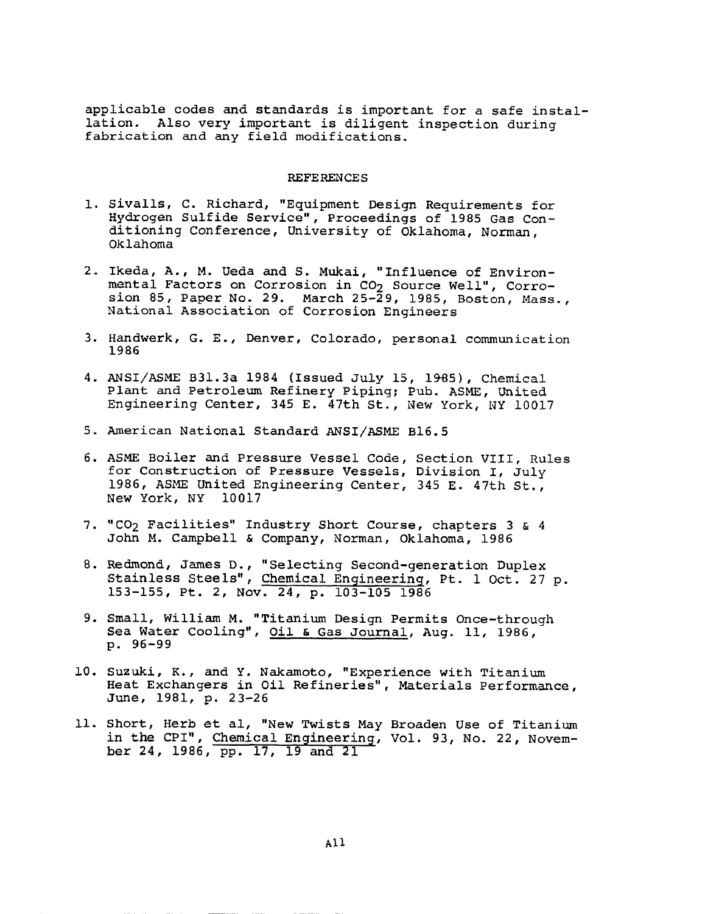applicable codes and standards is important for a safe installation. Also very important is diligent inspection during fabrication and any field modifications.

## REFERENCES

1. Sivalls, C. Richard, "Equipment Design Requirements for Hydrogen Sulfide Service", Proceedings of 1985 Gas Conditioning Conference, University of Oklahoma, Norman, Oklahoma

2. Ikeda, A., M. Ueda and S. Mukai, "Influence of Environmental Factors on Corrosion in $CO_2$ Source Well", Corrosion 85, Paper No. 29. March 25-29, 1985, Boston, Mass., National Association of Corrosion Engineers

3. Handwerk, G. E., Denver, Colorado, personal communication 1986

4. ANSI/ASME B31.3a 1984 (Issued July 15, 1985), Chemical Plant and Petroleum Refinery Piping; Pub. ASME, United Engineering Center, 345 E. 47th St., New York, NY 10017

5. American National Standard ANSI/ASME B16.5

6. ASME Boiler and Pressure Vessel Code, Section VIII, Rules for Construction of Pressure Vessels, Division I, July 1986, ASME United Engineering Center, 345 E. 47th St., New York, NY 10017

7. "$CO_2$ Facilities" Industry Short Course, chapters 3 & 4 John M. Campbell & Company, Norman, Oklahoma, 1986

8. Redmond, James D., "Selecting Second-generation Duplex Stainless Steels", Chemical Engineering, Pt. 1 Oct. 27 p. 153-155, Pt. 2, Nov. 24, p. 103-105 1986

9. Small, William M. "Titanium Design Permits Once-through Sea Water Cooling", Oil & Gas Journal, Aug. 11, 1986, p. 96-99

10. Suzuki, K., and Y. Nakamoto, "Experience with Titanium Heat Exchangers in Oil Refineries", Materials Performance, June, 1981, p. 23-26

11. Short, Herb et al, "New Twists May Broaden Use of Titanium in the CPI", Chemical Engineering, Vol. 93, No. 22, November 24, 1986, pp. 17, 19 and 21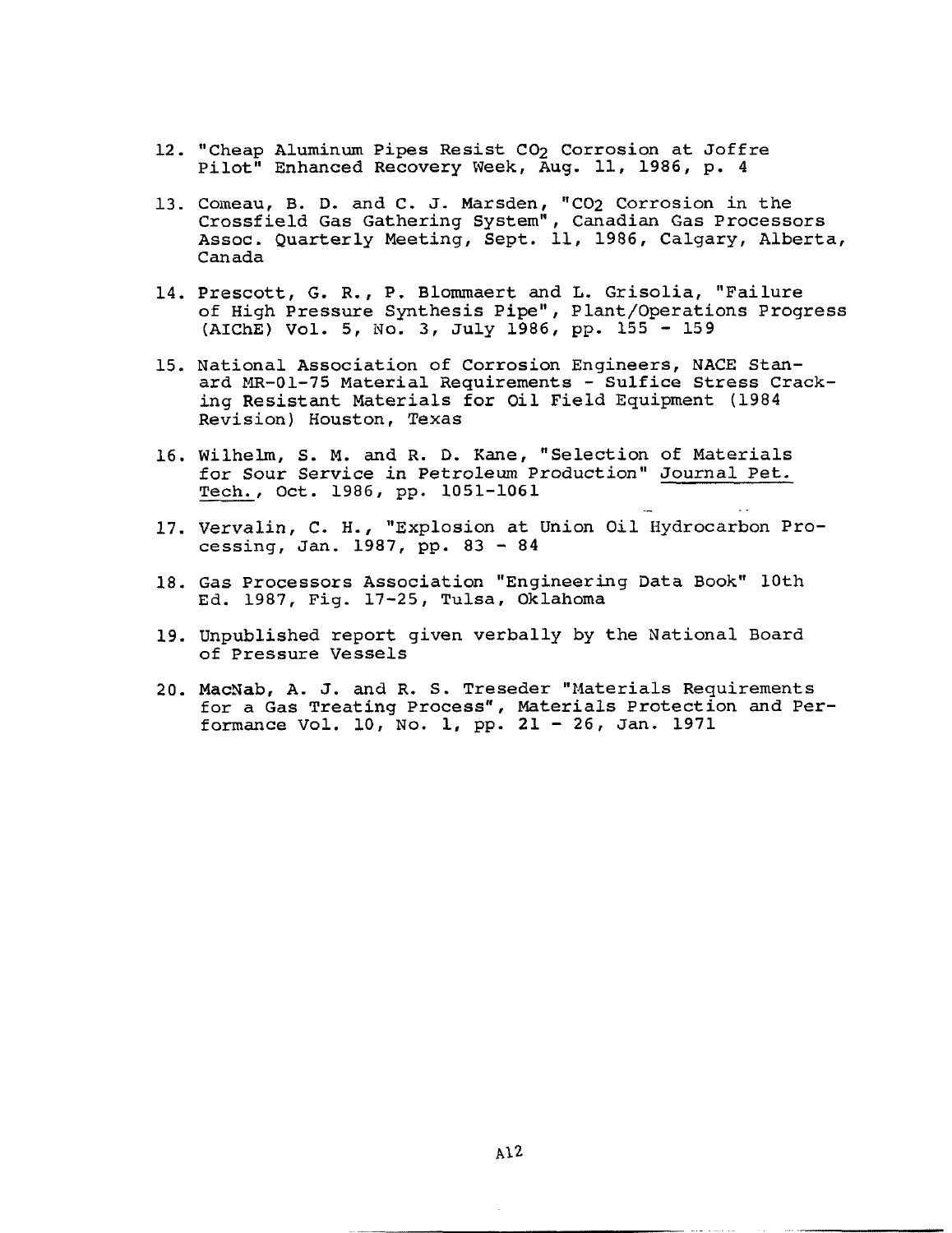12. "Cheap Aluminum Pipes Resist $CO_2$ Corrosion at Joffre Pilot" Enhanced Recovery Week, Aug. 11, 1986, p. 4

13. Comeau, B. D. and C. J. Marsden, "$CO_2$ Corrosion in the Crossfield Gas Gathering System", Canadian Gas Processors Assoc. Quarterly Meeting, Sept. 11, 1986, Calgary, Alberta, Canada

14. Prescott, G. R., P. Blommaert and L. Grisolia, "Failure of High Pressure Synthesis Pipe", Plant/Operations Progress (AIChE) Vol. 5, No. 3, July 1986, pp. 155 - 159

15. National Association of Corrosion Engineers, NACE Standard MR-01-75 Material Requirements - Sulfice Stress Cracking Resistant Materials for Oil Field Equipment (1984 Revision) Houston, Texas

16. Wilhelm, S. M. and R. D. Kane, "Selection of Materials for Sour Service in Petroleum Production" Journal Pet. Tech., Oct. 1986, pp. 1051-1061

17. Vervalin, C. H., "Explosion at Union Oil Hydrocarbon Processing, Jan. 1987, pp. 83 - 84

18. Gas Processors Association "Engineering Data Book" 10th Ed. 1987, Fig. 17-25, Tulsa, Oklahoma

19. Unpublished report given verbally by the National Board of Pressure Vessels

20. MacNab, A. J. and R. S. Treseder "Materials Requirements for a Gas Treating Process", Materials Protection and Performance Vol. 10, No. 1, pp. 21 - 26, Jan. 1971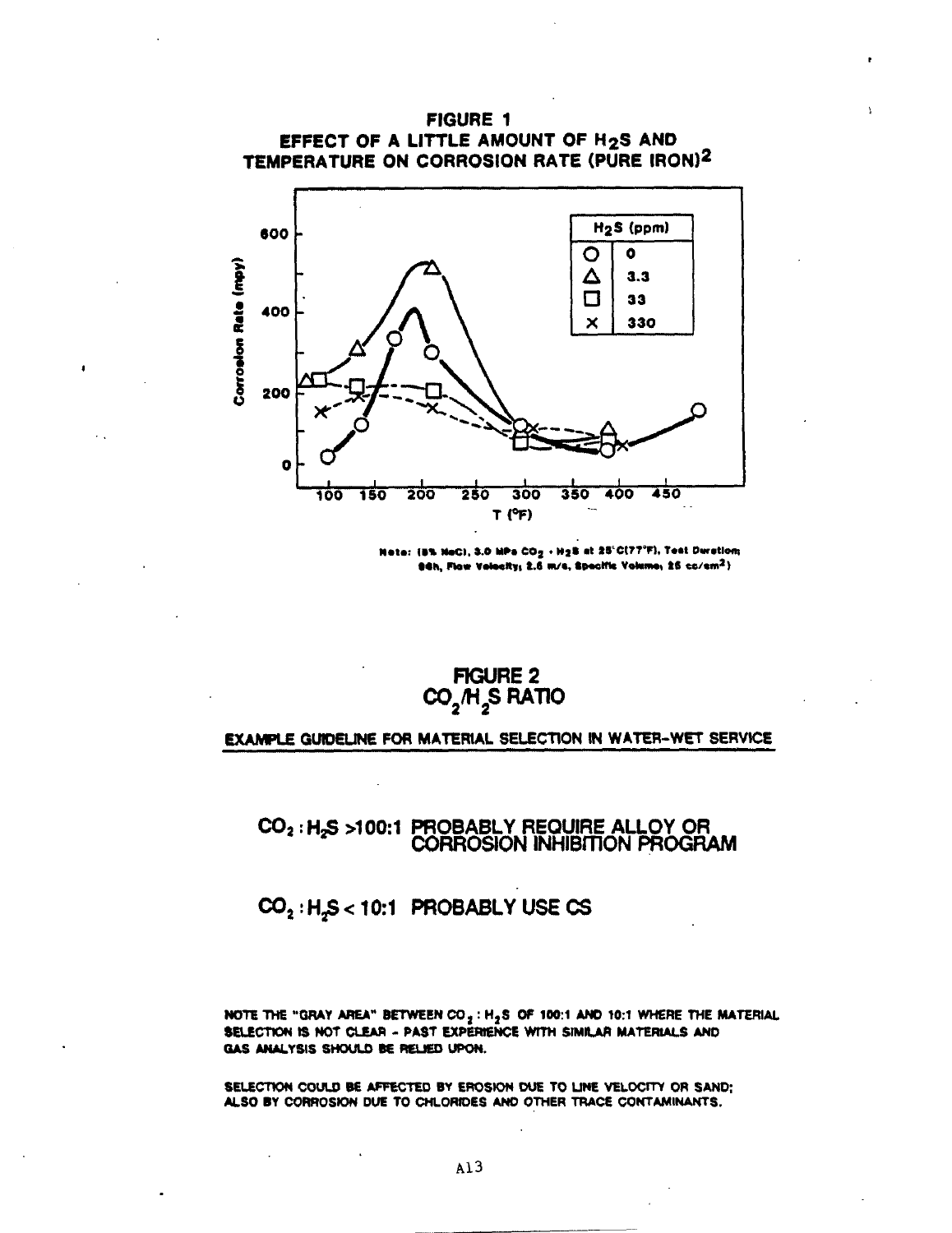## FIGURE 1

## EFFECT OF A LITTLE AMOUNT OF $H_2S$ AND TEMPERATURE ON CORROSION RATE (PURE IRON)[2]

Note: (5% NaCl, 3.0 MPa $CO_2$ + $H_2S$ at 25°C(77°F), Test Duration: 96h, Flow Velocity: 2.5 m/s, Specific Volume: 25 cc/cm$^2$)

## FIGURE 2

## $CO_2/H_2S$ RATIO

**EXAMPLE GUIDELINE FOR MATERIAL SELECTION IN WATER-WET SERVICE**

**$CO_2 : H_2S$ >100:1 PROBABLY REQUIRE ALLOY OR CORROSION INHIBITION PROGRAM**

**$CO_2 : H_2S$ < 10:1 PROBABLY USE CS**

NOTE THE "GRAY AREA" BETWEEN $CO_2 : H_2S$ OF 100:1 AND 10:1 WHERE THE MATERIAL SELECTION IS NOT CLEAR - PAST EXPERIENCE WITH SIMILAR MATERIALS AND GAS ANALYSIS SHOULD BE RELIED UPON.

SELECTION COULD BE AFFECTED BY EROSION DUE TO LINE VELOCITY OR SAND; ALSO BY CORROSION DUE TO CHLORIDES AND OTHER TRACE CONTAMINANTS.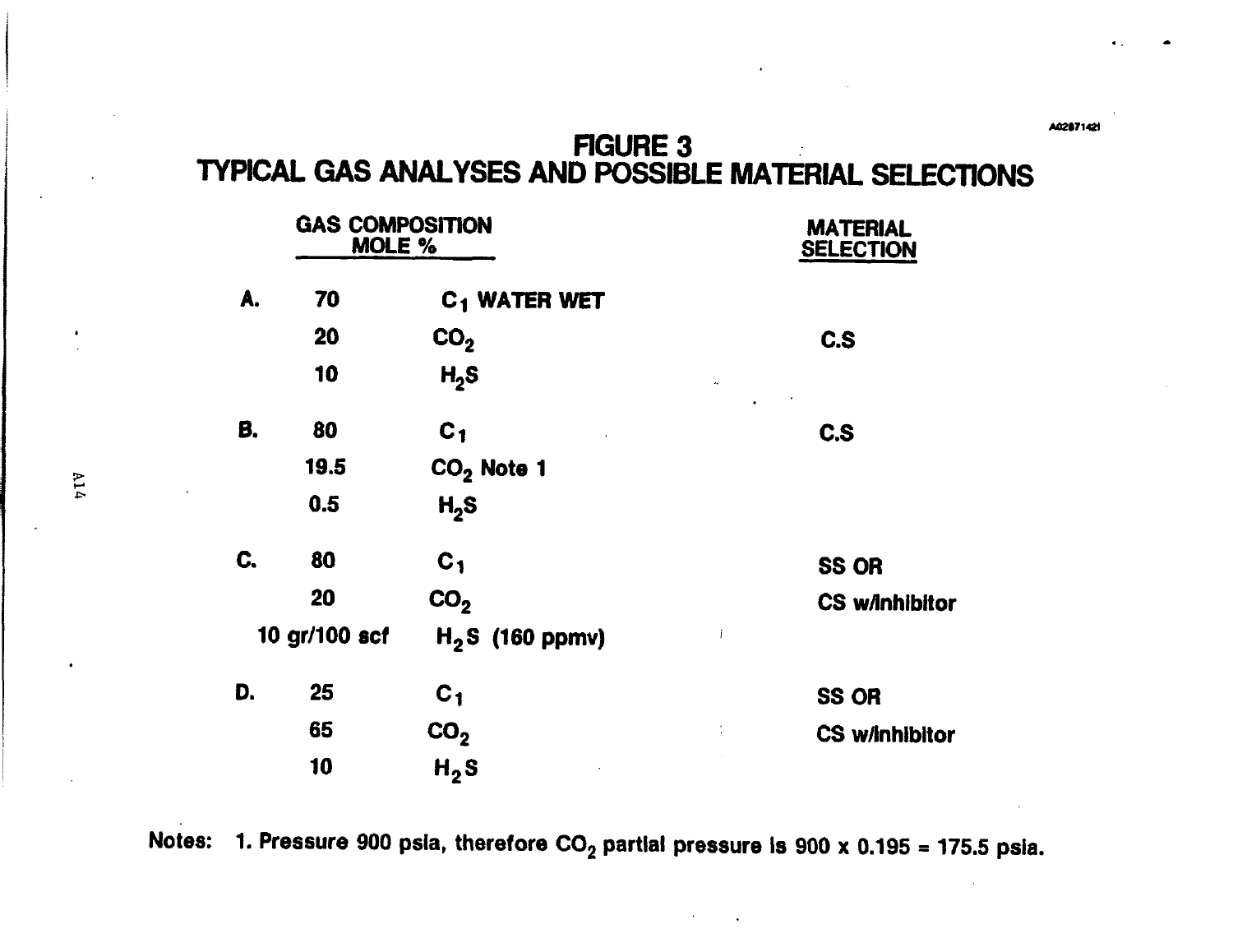# FIGURE 3
## TYPICAL GAS ANALYSES AND POSSIBLE MATERIAL SELECTIONS

| | GAS COMPOSITION MOLE % | | MATERIAL SELECTION |
|---|---|---|---|
| A. | 70 | $C_1$ WATER WET | |
| | 20 | $CO_2$ | C.S |
| | 10 | $H_2S$ | |
| B. | 80 | $C_1$ | C.S |
| | 19.5 | $CO_2$ Note 1 | |
| | 0.5 | $H_2S$ | |
| C. | 80 | $C_1$ | SS OR |
| | 20 | $CO_2$ | CS w/Inhibitor |
| | 10 gr/100 scf | $H_2S$ (160 ppmv) | |
| D. | 25 | $C_1$ | SS OR |
| | 65 | $CO_2$ | CS w/Inhibitor |
| | 10 | $H_2S$ | |

Notes: 1. Pressure 900 psia, therefore $CO_2$ partial pressure is 900 x 0.195 = 175.5 psia.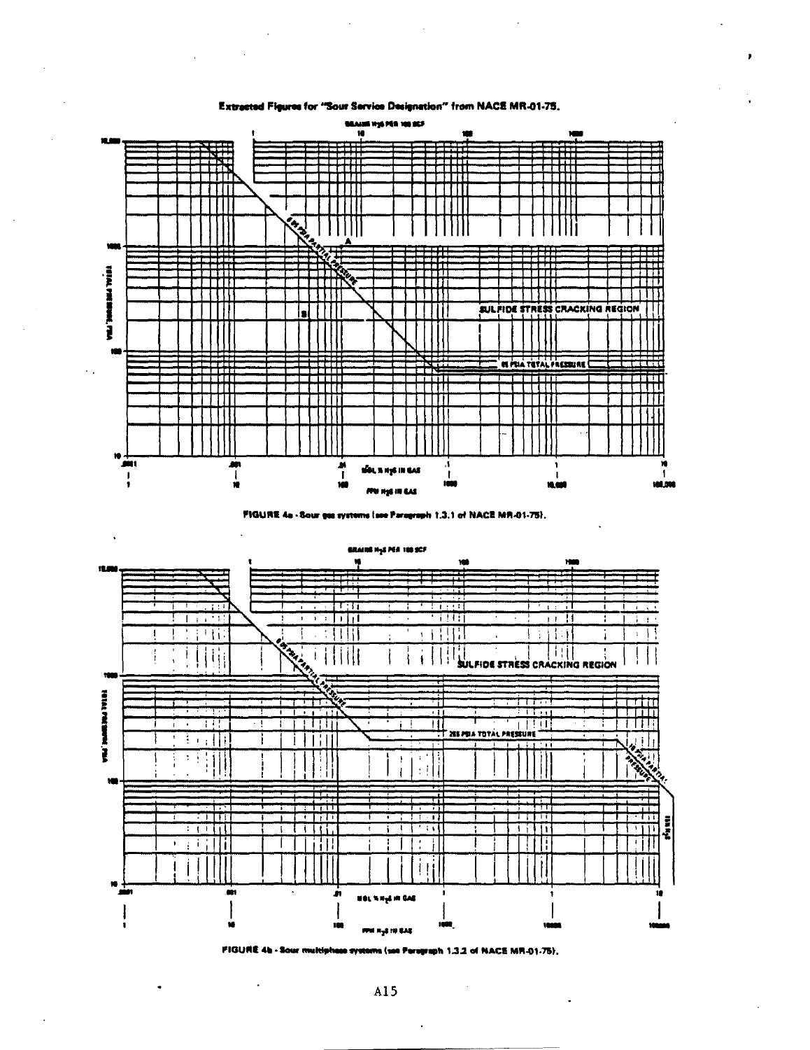Extracted Figures for "Sour Service Designation" from NACE MR-01-75.

FIGURE 4a - Sour gas systems (see Paragraph 1.3.1 of NACE MR-01-75).

FIGURE 4b - Sour multiphase systems (see Paragraph 1.3.2 of NACE MR-01-75).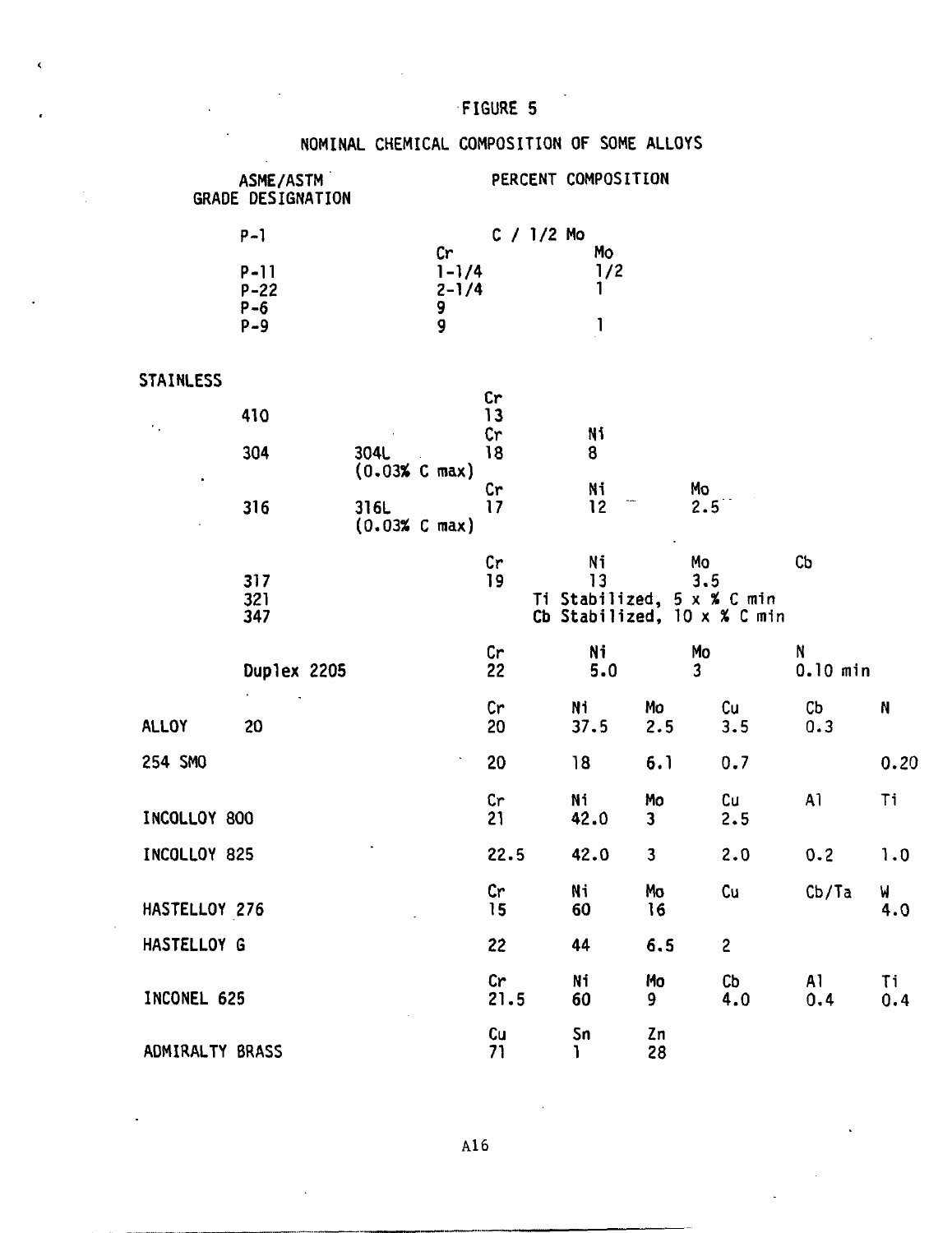# FIGURE 5

## NOMINAL CHEMICAL COMPOSITION OF SOME ALLOYS

| ASME/ASTM GRADE DESIGNATION | | PERCENT COMPOSITION | | | | | |
|---|---|---|---|---|---|---|---|
| P-1 | | C / 1/2 Mo | | | | | |
| | | Cr | Mo | | | | |
| P-11 | | 1-1/4 | 1/2 | | | | |
| P-22 | | 2-1/4 | 1 | | | | |
| P-6 | | 9 | | | | | |
| P-9 | | 9 | 1 | | | | |

**STAINLESS**

| Grade | | Cr | Ni | Mo | | Cb | |
|---|---|---|---|---|---|---|---|
| 410 | | 13 | | | | | |
| 304 | 304L (0.03% C max) | 18 | 8 | | | | |
| 316 | 316L (0.03% C max) | 17 | 12 | 2.5 | | | |
| 317 | | 19 | 13 | 3.5 | | | |
| 321 | | Ti Stabilized, 5 x % C min | | | | | |
| 347 | | Cb Stabilized, 10 x % C min | | | | | |

| Grade | Cr | Ni | Mo | N |
|---|---|---|---|---|
| Duplex 2205 | 22 | 5.0 | 3 | 0.10 min |

| Alloy | Cr | Ni | Mo | Cu | Cb | N |
|---|---|---|---|---|---|---|
| ALLOY 20 | 20 | 37.5 | 2.5 | 3.5 | 0.3 | |
| 254 SMO | 20 | 18 | 6.1 | 0.7 | | 0.20 |

| Alloy | Cr | Ni | Mo | Cu | Al | Ti |
|---|---|---|---|---|---|---|
| INCOLLOY 800 | 21 | 42.0 | 3 | 2.5 | | |
| INCOLLOY 825 | 22.5 | 42.0 | 3 | 2.0 | 0.2 | 1.0 |

| Alloy | Cr | Ni | Mo | Cu | Cb/Ta | W |
|---|---|---|---|---|---|---|
| HASTELLOY 276 | 15 | 60 | 16 | | | 4.0 |
| HASTELLOY G | 22 | 44 | 6.5 | 2 | | |

| Alloy | Cr | Ni | Mo | Cb | Al | Ti |
|---|---|---|---|---|---|---|
| INCONEL 625 | 21.5 | 60 | 9 | 4.0 | 0.4 | 0.4 |

| Alloy | Cu | Sn | Zn |
|---|---|---|---|
| ADMIRALTY BRASS | 71 | 1 | 28 |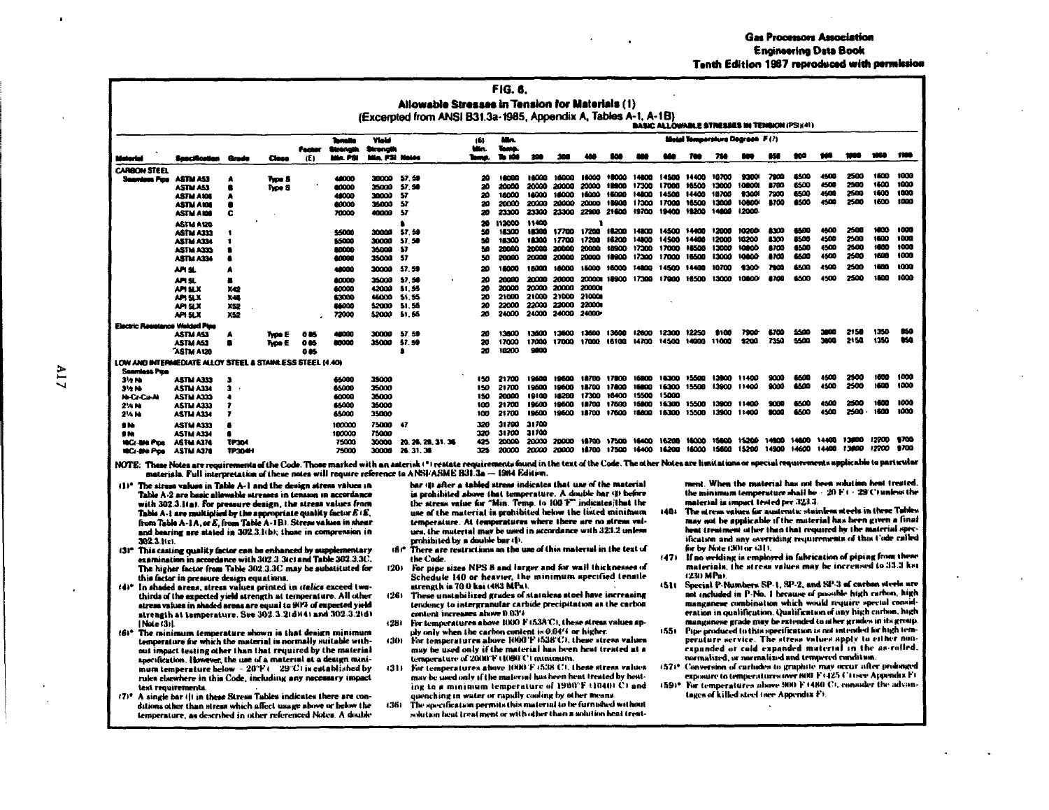Gas Processors Association
Engineering Data Book
Tenth Edition 1987 reproduced with permission

# FIG. 6.

## Allowable Stresses in Tension for Materials (1)

(Excerpted from ANSI B31.3a-1985, Appendix A, Tables A-1, A-1B)

BASIC ALLOWABLE STRESSES IN TENSION (PSI)(41)

| Material | Specification | Grade | Class | Factor (E) | Tensile Strength Min. PSI | Yield Strength Min. PSI | Notes | (6) Min. Temp. | Min. Temp. To 100 | 200 | 300 | 400 | 500 | 600 | 650 | 700 | 750 | 800 | 850 | 900 | 950 | 1000 | 1050 | 1100 |
|---|---|---|---|---|---|---|---|---|---|---|---|---|---|---|---|---|---|---|---|---|---|---|---|---|
| CARBON STEEL | | | | | | | | | | | | | | | | | | | | | | | | |
| Seamless Pipe | ASTM A53 | A | Type S | | 48000 | 30000 | 57, 59 | 20 | 16000 | 16000 | 16000 | 16000 | 16000 | 14800 | 14500 | 14400 | 10700 | 9300ǁ | 7900 | 6500 | 4500 | 2500 | 1600 | 1000 |
| | ASTM A53 | B | Type S | | 60000 | 35000 | 57, 59 | 20 | 20000 | 20000 | 20000 | 20000 | 18900 | 17300 | 17000 | 16500 | 13000 | 10800ǁ | 8700 | 6500 | 4500 | 2500 | 1600 | 1000 |
| | ASTM A106 | A | | | 48000 | 30000 | 57 | 20 | 16000 | 16000 | 16000 | 16000 | 16000 | 14800 | 14500 | 14400 | 10700 | 9300ǁ | 7900 | 6500 | 4500 | 2500 | 1600 | 1000 |
| | ASTM A106 | B | | | 60000 | 35000 | 57 | 20 | 20000 | 20000 | 20000 | 20000 | 18900 | 17300 | 17000 | 16500 | 13000 | 10800ǁ | 8700 | 6500 | 4500 | 2500 | 1600 | 1000 |
| | ASTM A106 | C | | | 70000 | 40000 | 57 | 20 | 23300 | 23300 | 23300 | 22900 | 21600 | 19700 | 19400 | 19200 | 14800 | 12000 | | | | | | |
| | ASTM A120 | | | | | | 8 | 20 | ǁ12000 | 11400 | | ǁ | | | | | | | | | | | | |
| | ASTM A333 | 1 | | | 55000 | 30000 | 57, 59 | 50 | 18300 | 18300 | 17700 | 17200 | 16200 | 14800 | 14500 | 14400 | 12000 | 10200ǁ | 8300 | 6500 | 4500 | 2500 | 1600 | 1000 |
| | ASTM A334 | 1 | | | 55000 | 30000 | 57, 59 | 50 | 18300 | 18300 | 17700 | 17200 | 16200 | 14800 | 14500 | 14400 | 12000 | 10200 | 8300 | 6500 | 4500 | 2500 | 1600 | 1000 |
| | ASTM A333 | 6 | | | 60000 | 35000 | 57 | 50 | 20000 | 20000 | 20000 | 20000 | 18900 | 17300 | 17000 | 16500 | 13000 | 10800 | 8700 | 6500 | 4500 | 2500 | 1600 | 1000 |
| | ASTM A334 | 6 | | | 60000 | 35000 | 57 | 50 | 20000 | 20000 | 20000 | 20000 | 18900 | 17300 | 17000 | 16500 | 13000 | 10800 | 8700 | 6500 | 4500 | 2500 | 1600 | 1000 |
| | API 5L | A | | | 48000 | 30000 | 57, 59 | 20 | 16000 | 16000 | 16000 | 16000 | 16000 | 14800 | 14500 | 14400 | 10700 | 9300 | 7900 | 6500 | 4500 | 2500 | 1600 | 1000 |
| | API 5L | B | | | 60000 | 35000 | 57, 59 | 20 | 20000 | 20000 | 20000 | 20000ǁ | 18900 | 17300 | 17000 | 16500 | 13000 | 10800ǁ | 8700 | 6500 | 4500 | 2500 | 1600 | 1000 |
| | API 5LX | X42 | | | 60000 | 42000 | 51, 55 | 20 | 20000 | 20000 | 20000 | 20000ǁ | | | | | | | | | | | | |
| | API 5LX | X46 | | | 63000 | 46000 | 51, 55 | 20 | 21000 | 21000 | 21000 | 21000ǁ | | | | | | | | | | | | |
| | API 5LX | X52 | | | 66000 | 52000 | 51, 55 | 20 | 22000 | 22000 | 22000 | 22000ǁ | | | | | | | | | | | | |
| | API 5LX | X52 | | | 72000 | 52000 | 51, 55 | 20 | 24000 | 24000 | 24000 | 24000ǁ | | | | | | | | | | | | |
| Electric Resistance Welded Pipe | | | | | | | | | | | | | | | | | | | | | | | | |
| | ASTM A53 | A | Type E | 0.85 | 48000 | 30000 | 57, 59 | 20 | 13600 | 13600 | 13600 | 13600 | 13600 | 12600 | 12300 | 12250 | 9100 | 7900ǁ | 6700 | 5500 | 3800 | 2150 | 1350 | 850 |
| | ASTM A53 | B | Type E | 0.85 | 60000 | 35000 | 57, 59 | 20 | 17000 | 17000 | 17000 | 17000 | 16100 | 14700 | 14500 | 14000 | 11000 | 9200 | 7350 | 5500 | 3800 | 2150 | 1350 | 850 |
| | ASTM A120 | | | 0.85 | | | 8 | 20 | 10200 | 9800 | | | | | | | | | | | | | | |
| LOW AND INTERMEDIATE ALLOY STEEL & STAINLESS STEEL (4,40) | | | | | | | | | | | | | | | | | | | | | | | | |
| Seamless Pipe | | | | | | | | | | | | | | | | | | | | | | | | |
| 3½ Ni | ASTM A333 | 3 | | | 65000 | 35000 | | 150 | 21700 | 19600 | 19600 | 18700 | 17800 | 16800 | 16300 | 15500 | 13900 | 11400 | 9000 | 6500 | 4500 | 2500 | 1600 | 1000 |
| 3½ Ni | ASTM A334 | 3 | | | 65000 | 35000 | | 150 | 21700 | 19600 | 19600 | 18700 | 17800 | 16800 | 16300 | 15500 | 13900 | 11400 | 9000 | 6500 | 4500 | 2500 | 1600 | 1000 |
| Ni-Cr-Cu-Al | ASTM A333 | 4 | | | 60000 | 35000 | | 150 | 20000 | 19100 | 18200 | 17300 | 16400 | 15500 | 15000 | | | | | | | | | |
| 2¼ Ni | ASTM A333 | 7 | | | 65000 | 35000 | | 100 | 21700 | 19600 | 19600 | 18700 | 17600 | 16800 | 16300 | 15500 | 13900 | 11400 | 9000 | 6500 | 4500 | 2500 | 1600 | 1000 |
| 2¼ Ni | ASTM A334 | 7 | | | 65000 | 35000 | | 100 | 21700 | 19600 | 19600 | 18700 | 17600 | 16800 | 16300 | 15500 | 13900 | 11400 | 9000 | 6500 | 4500 | 2500 | 1600 | 1000 |
| 9 Ni | ASTM A333 | 8 | | | 100000 | 75000 | 47 | 320 | 31700 | 31700 | | | | | | | | | | | | | | |
| 9 Ni | ASTM A334 | 8 | | | 100000 | 75000 | | 320 | 31700 | 31700 | | | | | | | | | | | | | | |
| 18Cr-8Ni Pipe | ASTM A376 | TP304 | | | 75000 | 30000 | 20, 26, 28, 31, 36 | 425 | 20000 | 20000 | 20000 | 18700 | 17500 | 16400 | 16200 | 16000 | 15600 | 15200 | 14900 | 14600 | 14400 | 13800 | 12200 | 9700 |
| 18Cr-8Ni Pipe | ASTM A376 | TP304H | | | 75000 | 30000 | 26, 31, 36 | 325 | 20000 | 20000 | 20000 | 18700 | 17500 | 16400 | 16200 | 16000 | 15600 | 15200 | 14900 | 14600 | 14400 | 13800 | 12200 | 9700 |

NOTE: These Notes are requirements of the Code. Those marked with an asterisk (*) restate requirements found in the text of the Code. The other Notes are limitations or special requirements applicable to particular materials. Full interpretation of these notes will require reference to ANSI/ASME B31.3a — 1984 Edition.

(1)* The stress values in Table A-1 and the design stress values in Table A-2 are basic allowable stresses in tension in accordance with 302.3.1(a). For pressure design, the stress values from Table A-1 are multiplied by the appropriate quality factor $E$ ($E_c$ from Table A-1A, or $E_j$ from Table A-1B). Stress values in shear and bearing are stated in 302.3.1(b); those in compression in 302.3.1(c).

(3)* This casting quality factor can be enhanced by supplementary examination in accordance with 302.3.3(c) and Table 302.3.3C. The higher factor from Table 302.3.3C may be substituted for this factor in pressure design equations.

(4)* In shaded areas, stress values printed in *italics* exceed two-thirds of the expected yield strength at temperature. All other stress values in shaded areas are equal to 90% of expected yield strength at temperature. See 302.3.2(d)(4) and 302.3.2(d) [Note (3)].

(6)* The minimum temperature shown is that design minimum temperature for which the material is normally suitable without impact testing other than that required by the material specification. However, the use of a material at a design minimum temperature below −20°F (−29°C) is established by rules elsewhere in this Code, including any necessary impact test requirements.

(7)* A single bar (|) in these Stress Tables indicates there are conditions other than stress which affect usage above or below the temperature, as described in other referenced Notes. A double bar (ǁ) after a tabled stress indicates that use of the material is prohibited above that temperature. A double bar (ǁ) before the stress value for "Min. Temp. to 100°F" indicates that the use of the material is prohibited below the listed minimum temperature. At temperatures where there are no stress values, the material may be used in accordance with 323.2 unless prohibited by a double bar (ǁ).

(8)* There are restrictions on the use of this material in the text of the Code.

(20) For pipe sizes NPS 8 and larger and for wall thicknesses of Schedule 140 or heavier, the minimum specified tensile strength is 70.0 ksi (483 MPa).

(26) These unstabilized grades of stainless steel have increasing tendency to intergranular carbide precipitation as the carbon content increases above 0.03%.

(28) For temperatures above 1000°F (538°C), these stress values apply only when the carbon content is 0.04% or higher.

(30) For temperatures above 1000°F (538°C), these stress values may be used only if the material has been heat treated at a temperature of 2000°F (1090°C) minimum.

(31) For temperatures above 1000°F (538°C), these stress values may be used only if the material has been heat treated by heating to a minimum temperature of 1900°F (1040°C) and quenching in water or rapidly cooling by other means.

(36) The specification permits this material to be furnished without solution heat treatment or with other than a solution heat treatment. When the material has not been solution heat treated, the minimum temperature shall be −20°F (−29°C) unless the material is impact tested per 323.3.

(40) The stress values for austenitic stainless steels in these Tables may not be applicable if the material has been given a final heat treatment other than that required by the material specification and any overriding requirements of this Code called for by Note (30) or (31).

(47) If no welding is employed in fabrication of piping from these materials, the stress values may be increased to 33.3 ksi (230 MPa).

(51) Special P-Numbers SP-1, SP-2, and SP-3 of carbon steels are not included in P-No. 1 because of possible high carbon, high manganese combination which would require special consideration in qualification. Qualification of any high carbon, high manganese grade may be extended to other grades in its group.

(55) Pipe produced to this specification is not intended for high temperature service. The stress values apply to either nonexpanded or cold expanded material in the as-rolled, normalized, or normalized and tempered condition.

(57)* Conversion of carbides to graphite may occur after prolonged exposure to temperatures over 800°F (425°C) (see Appendix F).

(59)* For temperatures above 900°F (480°C), consider the advantages of killed steel (see Appendix F).